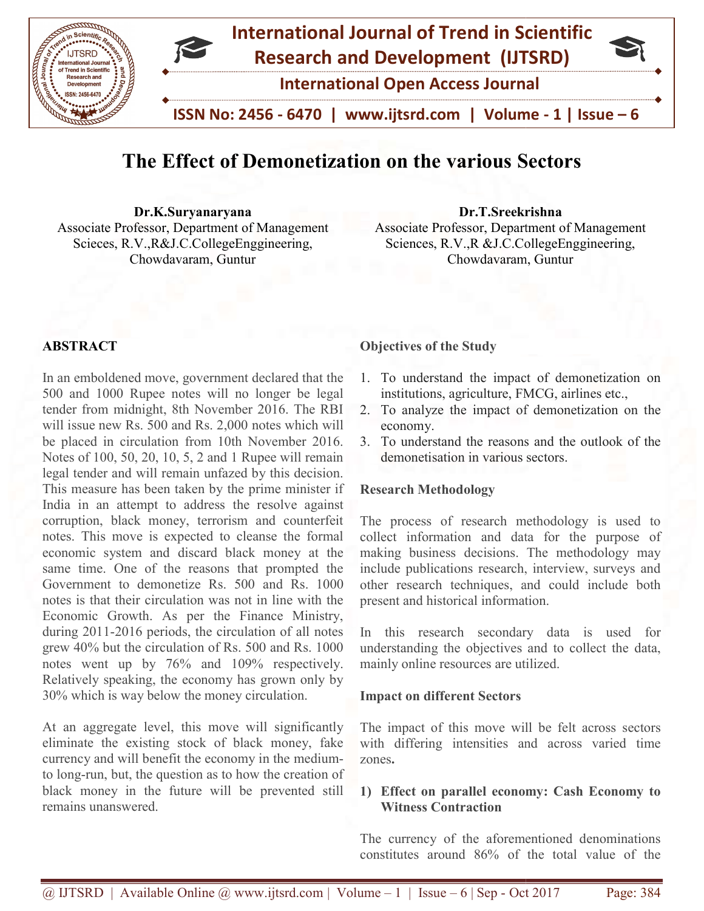# The Effect of Demonetization on the various Sectors

**Dr.K.Suryanaryana**
Associate Professor, Department of Management Scieces, R.V.,R&J.C.CollegeEnggineering, Chowdavaram, Guntur

**Dr.T.Sreekrishna**
Associate Professor, Department of Management Sciences, R.V.,R &J.C.CollegeEnggineering, Chowdavaram, Guntur

## ABSTRACT

In an emboldened move, government declared that the 500 and 1000 Rupee notes will no longer be legal tender from midnight, 8th November 2016. The RBI will issue new Rs. 500 and Rs. 2,000 notes which will be placed in circulation from 10th November 2016. Notes of 100, 50, 20, 10, 5, 2 and 1 Rupee will remain legal tender and will remain unfazed by this decision. This measure has been taken by the prime minister if India in an attempt to address the resolve against corruption, black money, terrorism and counterfeit notes. This move is expected to cleanse the formal economic system and discard black money at the same time. One of the reasons that prompted the Government to demonetize Rs. 500 and Rs. 1000 notes is that their circulation was not in line with the Economic Growth. As per the Finance Ministry, during 2011-2016 periods, the circulation of all notes grew 40% but the circulation of Rs. 500 and Rs. 1000 notes went up by 76% and 109% respectively. Relatively speaking, the economy has grown only by 30% which is way below the money circulation.

At an aggregate level, this move will significantly eliminate the existing stock of black money, fake currency and will benefit the economy in the medium-to long-run, but, the question as to how the creation of black money in the future will be prevented still remains unanswered.

**Objectives of the Study**

1. To understand the impact of demonetization on institutions, agriculture, FMCG, airlines etc.,
2. To analyze the impact of demonetization on the economy.
3. To understand the reasons and the outlook of the demonetisation in various sectors.

**Research Methodology**

The process of research methodology is used to collect information and data for the purpose of making business decisions. The methodology may include publications research, interview, surveys and other research techniques, and could include both present and historical information.

In this research secondary data is used for understanding the objectives and to collect the data, mainly online resources are utilized.

**Impact on different Sectors**

The impact of this move will be felt across sectors with differing intensities and across varied time zones**.**

**1) Effect on parallel economy: Cash Economy to Witness Contraction**

The currency of the aforementioned denominations constitutes around 86% of the total value of the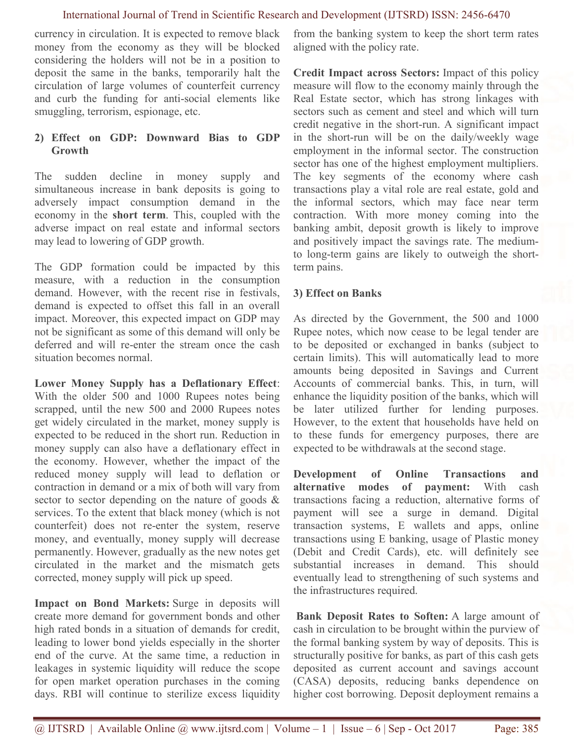currency in circulation. It is expected to remove black money from the economy as they will be blocked considering the holders will not be in a position to deposit the same in the banks, temporarily halt the circulation of large volumes of counterfeit currency and curb the funding for anti-social elements like smuggling, terrorism, espionage, etc.

## 2) Effect on GDP: Downward Bias to GDP Growth

The sudden decline in money supply and simultaneous increase in bank deposits is going to adversely impact consumption demand in the economy in the **short term**. This, coupled with the adverse impact on real estate and informal sectors may lead to lowering of GDP growth.

The GDP formation could be impacted by this measure, with a reduction in the consumption demand. However, with the recent rise in festivals, demand is expected to offset this fall in an overall impact. Moreover, this expected impact on GDP may not be significant as some of this demand will only be deferred and will re-enter the stream once the cash situation becomes normal.

**Lower Money Supply has a Deflationary Effect**: With the older 500 and 1000 Rupees notes being scrapped, until the new 500 and 2000 Rupees notes get widely circulated in the market, money supply is expected to be reduced in the short run. Reduction in money supply can also have a deflationary effect in the economy. However, whether the impact of the reduced money supply will lead to deflation or contraction in demand or a mix of both will vary from sector to sector depending on the nature of goods & services. To the extent that black money (which is not counterfeit) does not re-enter the system, reserve money, and eventually, money supply will decrease permanently. However, gradually as the new notes get circulated in the market and the mismatch gets corrected, money supply will pick up speed.

**Impact on Bond Markets:** Surge in deposits will create more demand for government bonds and other high rated bonds in a situation of demands for credit, leading to lower bond yields especially in the shorter end of the curve. At the same time, a reduction in leakages in systemic liquidity will reduce the scope for open market operation purchases in the coming days. RBI will continue to sterilize excess liquidity from the banking system to keep the short term rates aligned with the policy rate.

**Credit Impact across Sectors:** Impact of this policy measure will flow to the economy mainly through the Real Estate sector, which has strong linkages with sectors such as cement and steel and which will turn credit negative in the short-run. A significant impact in the short-run will be on the daily/weekly wage employment in the informal sector. The construction sector has one of the highest employment multipliers. The key segments of the economy where cash transactions play a vital role are real estate, gold and the informal sectors, which may face near term contraction. With more money coming into the banking ambit, deposit growth is likely to improve and positively impact the savings rate. The medium-to long-term gains are likely to outweigh the short-term pains.

## 3) Effect on Banks

As directed by the Government, the 500 and 1000 Rupee notes, which now cease to be legal tender are to be deposited or exchanged in banks (subject to certain limits). This will automatically lead to more amounts being deposited in Savings and Current Accounts of commercial banks. This, in turn, will enhance the liquidity position of the banks, which will be later utilized further for lending purposes. However, to the extent that households have held on to these funds for emergency purposes, there are expected to be withdrawals at the second stage.

**Development of Online Transactions and alternative modes of payment:** With cash transactions facing a reduction, alternative forms of payment will see a surge in demand. Digital transaction systems, E wallets and apps, online transactions using E banking, usage of Plastic money (Debit and Credit Cards), etc. will definitely see substantial increases in demand. This should eventually lead to strengthening of such systems and the infrastructures required.

**Bank Deposit Rates to Soften:** A large amount of cash in circulation to be brought within the purview of the formal banking system by way of deposits. This is structurally positive for banks, as part of this cash gets deposited as current account and savings account (CASA) deposits, reducing banks dependence on higher cost borrowing. Deposit deployment remains a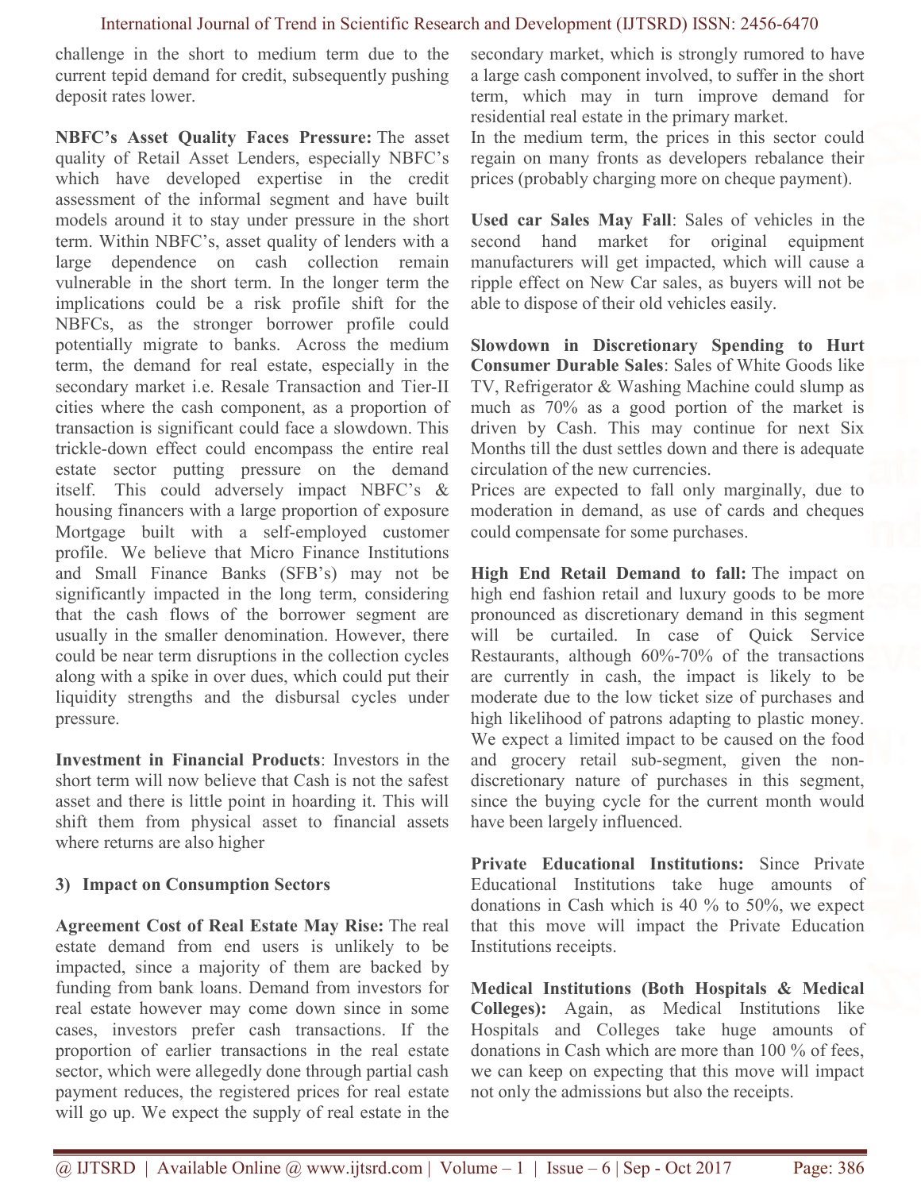challenge in the short to medium term due to the current tepid demand for credit, subsequently pushing deposit rates lower.

**NBFC's Asset Quality Faces Pressure:** The asset quality of Retail Asset Lenders, especially NBFC's which have developed expertise in the credit assessment of the informal segment and have built models around it to stay under pressure in the short term. Within NBFC's, asset quality of lenders with a large dependence on cash collection remain vulnerable in the short term. In the longer term the implications could be a risk profile shift for the NBFCs, as the stronger borrower profile could potentially migrate to banks. Across the medium term, the demand for real estate, especially in the secondary market i.e. Resale Transaction and Tier-II cities where the cash component, as a proportion of transaction is significant could face a slowdown. This trickle-down effect could encompass the entire real estate sector putting pressure on the demand itself. This could adversely impact NBFC's & housing financers with a large proportion of exposure Mortgage built with a self-employed customer profile. We believe that Micro Finance Institutions and Small Finance Banks (SFB's) may not be significantly impacted in the long term, considering that the cash flows of the borrower segment are usually in the smaller denomination. However, there could be near term disruptions in the collection cycles along with a spike in over dues, which could put their liquidity strengths and the disbursal cycles under pressure.

**Investment in Financial Products**: Investors in the short term will now believe that Cash is not the safest asset and there is little point in hoarding it. This will shift them from physical asset to financial assets where returns are also higher

### 3) Impact on Consumption Sectors

**Agreement Cost of Real Estate May Rise:** The real estate demand from end users is unlikely to be impacted, since a majority of them are backed by funding from bank loans. Demand from investors for real estate however may come down since in some cases, investors prefer cash transactions. If the proportion of earlier transactions in the real estate sector, which were allegedly done through partial cash payment reduces, the registered prices for real estate will go up. We expect the supply of real estate in the secondary market, which is strongly rumored to have a large cash component involved, to suffer in the short term, which may in turn improve demand for residential real estate in the primary market.

In the medium term, the prices in this sector could regain on many fronts as developers rebalance their prices (probably charging more on cheque payment).

**Used car Sales May Fall**: Sales of vehicles in the second hand market for original equipment manufacturers will get impacted, which will cause a ripple effect on New Car sales, as buyers will not be able to dispose of their old vehicles easily.

**Slowdown in Discretionary Spending to Hurt Consumer Durable Sales**: Sales of White Goods like TV, Refrigerator & Washing Machine could slump as much as 70% as a good portion of the market is driven by Cash. This may continue for next Six Months till the dust settles down and there is adequate circulation of the new currencies.

Prices are expected to fall only marginally, due to moderation in demand, as use of cards and cheques could compensate for some purchases.

**High End Retail Demand to fall:** The impact on high end fashion retail and luxury goods to be more pronounced as discretionary demand in this segment will be curtailed. In case of Quick Service Restaurants, although 60%-70% of the transactions are currently in cash, the impact is likely to be moderate due to the low ticket size of purchases and high likelihood of patrons adapting to plastic money. We expect a limited impact to be caused on the food and grocery retail sub-segment, given the non-discretionary nature of purchases in this segment, since the buying cycle for the current month would have been largely influenced.

**Private Educational Institutions:** Since Private Educational Institutions take huge amounts of donations in Cash which is 40 % to 50%, we expect that this move will impact the Private Education Institutions receipts.

**Medical Institutions (Both Hospitals & Medical Colleges):** Again, as Medical Institutions like Hospitals and Colleges take huge amounts of donations in Cash which are more than 100 % of fees, we can keep on expecting that this move will impact not only the admissions but also the receipts.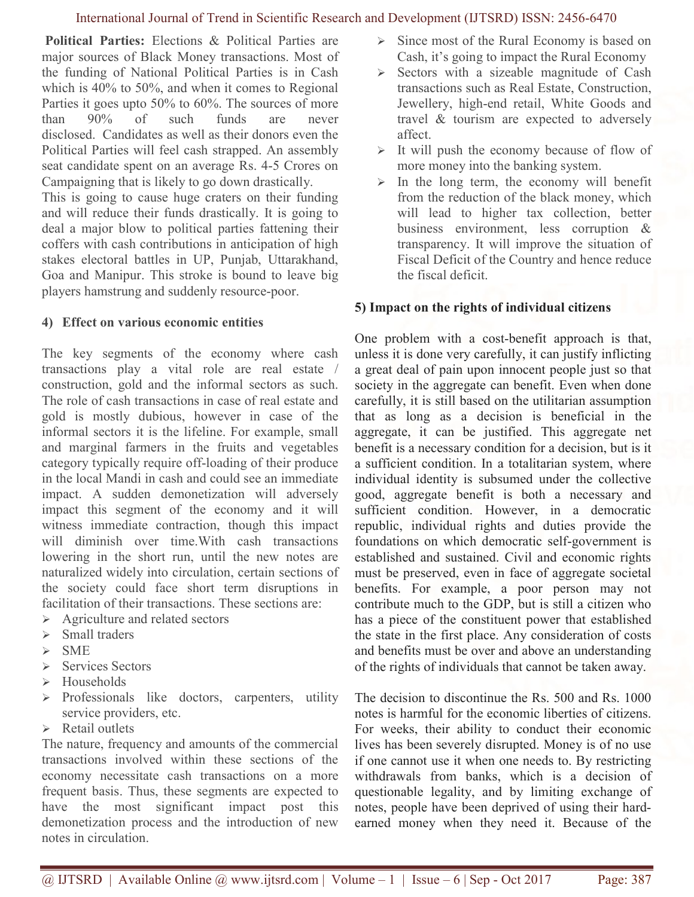**Political Parties:** Elections & Political Parties are major sources of Black Money transactions. Most of the funding of National Political Parties is in Cash which is 40% to 50%, and when it comes to Regional Parties it goes upto 50% to 60%. The sources of more than 90% of such funds are never disclosed. Candidates as well as their donors even the Political Parties will feel cash strapped. An assembly seat candidate spent on an average Rs. 4-5 Crores on Campaigning that is likely to go down drastically.

This is going to cause huge craters on their funding and will reduce their funds drastically. It is going to deal a major blow to political parties fattening their coffers with cash contributions in anticipation of high stakes electoral battles in UP, Punjab, Uttarakhand, Goa and Manipur. This stroke is bound to leave big players hamstrung and suddenly resource-poor.

### 4) Effect on various economic entities

The key segments of the economy where cash transactions play a vital role are real estate / construction, gold and the informal sectors as such. The role of cash transactions in case of real estate and gold is mostly dubious, however in case of the informal sectors it is the lifeline. For example, small and marginal farmers in the fruits and vegetables category typically require off-loading of their produce in the local Mandi in cash and could see an immediate impact. A sudden demonetization will adversely impact this segment of the economy and it will witness immediate contraction, though this impact will diminish over time.With cash transactions lowering in the short run, until the new notes are naturalized widely into circulation, certain sections of the society could face short term disruptions in facilitation of their transactions. These sections are:

- Agriculture and related sectors
- Small traders
- SME
- Services Sectors
- Households
- Professionals like doctors, carpenters, utility service providers, etc.
- Retail outlets

The nature, frequency and amounts of the commercial transactions involved within these sections of the economy necessitate cash transactions on a more frequent basis. Thus, these segments are expected to have the most significant impact post this demonetization process and the introduction of new notes in circulation.

- Since most of the Rural Economy is based on Cash, it's going to impact the Rural Economy
- Sectors with a sizeable magnitude of Cash transactions such as Real Estate, Construction, Jewellery, high-end retail, White Goods and travel & tourism are expected to adversely affect.
- It will push the economy because of flow of more money into the banking system.
- In the long term, the economy will benefit from the reduction of the black money, which will lead to higher tax collection, better business environment, less corruption & transparency. It will improve the situation of Fiscal Deficit of the Country and hence reduce the fiscal deficit.

### 5) Impact on the rights of individual citizens

One problem with a cost-benefit approach is that, unless it is done very carefully, it can justify inflicting a great deal of pain upon innocent people just so that society in the aggregate can benefit. Even when done carefully, it is still based on the utilitarian assumption that as long as a decision is beneficial in the aggregate, it can be justified. This aggregate net benefit is a necessary condition for a decision, but is it a sufficient condition. In a totalitarian system, where individual identity is subsumed under the collective good, aggregate benefit is both a necessary and sufficient condition. However, in a democratic republic, individual rights and duties provide the foundations on which democratic self-government is established and sustained. Civil and economic rights must be preserved, even in face of aggregate societal benefits. For example, a poor person may not contribute much to the GDP, but is still a citizen who has a piece of the constituent power that established the state in the first place. Any consideration of costs and benefits must be over and above an understanding of the rights of individuals that cannot be taken away.

The decision to discontinue the Rs. 500 and Rs. 1000 notes is harmful for the economic liberties of citizens. For weeks, their ability to conduct their economic lives has been severely disrupted. Money is of no use if one cannot use it when one needs to. By restricting withdrawals from banks, which is a decision of questionable legality, and by limiting exchange of notes, people have been deprived of using their hard-earned money when they need it. Because of the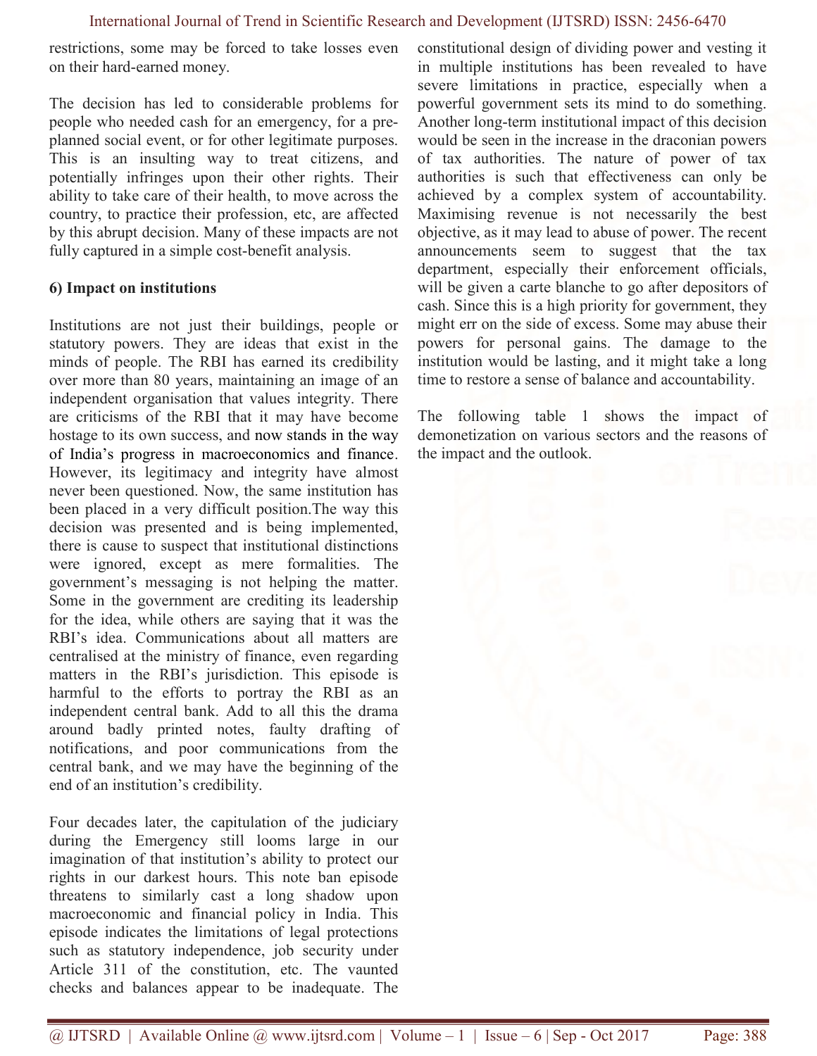restrictions, some may be forced to take losses even on their hard-earned money.

The decision has led to considerable problems for people who needed cash for an emergency, for a pre-planned social event, or for other legitimate purposes. This is an insulting way to treat citizens, and potentially infringes upon their other rights. Their ability to take care of their health, to move across the country, to practice their profession, etc, are affected by this abrupt decision. Many of these impacts are not fully captured in a simple cost-benefit analysis.

### 6) Impact on institutions

Institutions are not just their buildings, people or statutory powers. They are ideas that exist in the minds of people. The RBI has earned its credibility over more than 80 years, maintaining an image of an independent organisation that values integrity. There are criticisms of the RBI that it may have become hostage to its own success, and now stands in the way of India's progress in macroeconomics and finance. However, its legitimacy and integrity have almost never been questioned. Now, the same institution has been placed in a very difficult position.The way this decision was presented and is being implemented, there is cause to suspect that institutional distinctions were ignored, except as mere formalities. The government's messaging is not helping the matter. Some in the government are crediting its leadership for the idea, while others are saying that it was the RBI's idea. Communications about all matters are centralised at the ministry of finance, even regarding matters in the RBI's jurisdiction. This episode is harmful to the efforts to portray the RBI as an independent central bank. Add to all this the drama around badly printed notes, faulty drafting of notifications, and poor communications from the central bank, and we may have the beginning of the end of an institution's credibility.

Four decades later, the capitulation of the judiciary during the Emergency still looms large in our imagination of that institution's ability to protect our rights in our darkest hours. This note ban episode threatens to similarly cast a long shadow upon macroeconomic and financial policy in India. This episode indicates the limitations of legal protections such as statutory independence, job security under Article 311 of the constitution, etc. The vaunted checks and balances appear to be inadequate. The constitutional design of dividing power and vesting it in multiple institutions has been revealed to have severe limitations in practice, especially when a powerful government sets its mind to do something. Another long-term institutional impact of this decision would be seen in the increase in the draconian powers of tax authorities. The nature of power of tax authorities is such that effectiveness can only be achieved by a complex system of accountability. Maximising revenue is not necessarily the best objective, as it may lead to abuse of power. The recent announcements seem to suggest that the tax department, especially their enforcement officials, will be given a carte blanche to go after depositors of cash. Since this is a high priority for government, they might err on the side of excess. Some may abuse their powers for personal gains. The damage to the institution would be lasting, and it might take a long time to restore a sense of balance and accountability.

The following table 1 shows the impact of demonetization on various sectors and the reasons of the impact and the outlook.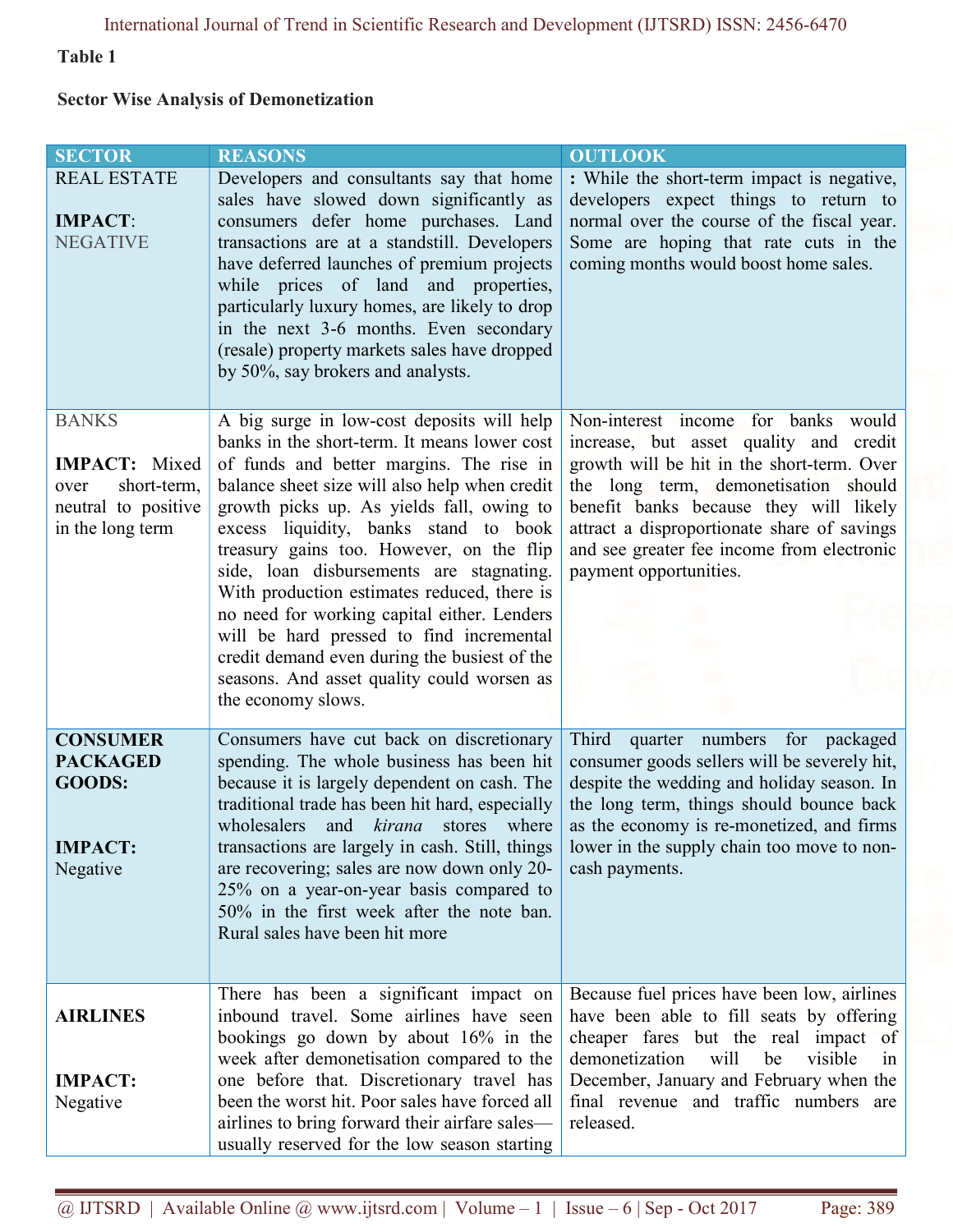**Table 1**

**Sector Wise Analysis of Demonetization**

| SECTOR | REASONS | OUTLOOK |
|---|---|---|
| REAL ESTATE<br><br>**IMPACT**: NEGATIVE | Developers and consultants say that home sales have slowed down significantly as consumers defer home purchases. Land transactions are at a standstill. Developers have deferred launches of premium projects while prices of land and properties, particularly luxury homes, are likely to drop in the next 3-6 months. Even secondary (resale) property markets sales have dropped by 50%, say brokers and analysts. | **:** While the short-term impact is negative, developers expect things to return to normal over the course of the fiscal year. Some are hoping that rate cuts in the coming months would boost home sales. |
| BANKS<br><br>**IMPACT:** Mixed over short-term, neutral to positive in the long term | A big surge in low-cost deposits will help banks in the short-term. It means lower cost of funds and better margins. The rise in balance sheet size will also help when credit growth picks up. As yields fall, owing to excess liquidity, banks stand to book treasury gains too. However, on the flip side, loan disbursements are stagnating. With production estimates reduced, there is no need for working capital either. Lenders will be hard pressed to find incremental credit demand even during the busiest of the seasons. And asset quality could worsen as the economy slows. | Non-interest income for banks would increase, but asset quality and credit growth will be hit in the short-term. Over the long term, demonetisation should benefit banks because they will likely attract a disproportionate share of savings and see greater fee income from electronic payment opportunities. |
| **CONSUMER PACKAGED GOODS:**<br><br>**IMPACT:** Negative | Consumers have cut back on discretionary spending. The whole business has been hit because it is largely dependent on cash. The traditional trade has been hit hard, especially wholesalers and *kirana* stores where transactions are largely in cash. Still, things are recovering; sales are now down only 20-25% on a year-on-year basis compared to 50% in the first week after the note ban. Rural sales have been hit more | Third quarter numbers for packaged consumer goods sellers will be severely hit, despite the wedding and holiday season. In the long term, things should bounce back as the economy is re-monetized, and firms lower in the supply chain too move to non-cash payments. |
| **AIRLINES**<br><br>**IMPACT:** Negative | There has been a significant impact on inbound travel. Some airlines have seen bookings go down by about 16% in the week after demonetisation compared to the one before that. Discretionary travel has been the worst hit. Poor sales have forced all airlines to bring forward their airfare sales—usually reserved for the low season starting | Because fuel prices have been low, airlines have been able to fill seats by offering cheaper fares but the real impact of demonetization will be visible in December, January and February when the final revenue and traffic numbers are released. |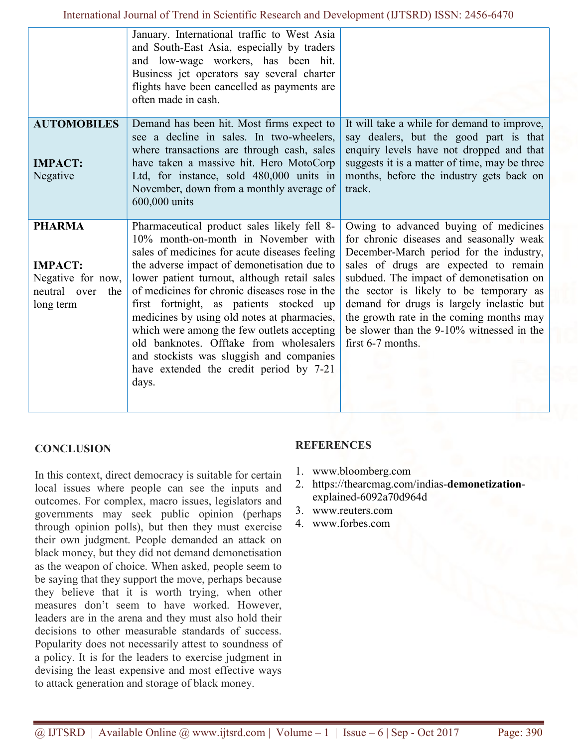| | | |
|---|---|---|
| | January. International traffic to West Asia and South-East Asia, especially by traders and low-wage workers, has been hit. Business jet operators say several charter flights have been cancelled as payments are often made in cash. | |
| **AUTOMOBILES**<br><br>**IMPACT:** Negative | Demand has been hit. Most firms expect to see a decline in sales. In two-wheelers, where transactions are through cash, sales have taken a massive hit. Hero MotoCorp Ltd, for instance, sold 480,000 units in November, down from a monthly average of 600,000 units | It will take a while for demand to improve, say dealers, but the good part is that enquiry levels have not dropped and that suggests it is a matter of time, may be three months, before the industry gets back on track. |
| **PHARMA**<br><br>**IMPACT:** Negative for now, neutral over the long term | Pharmaceutical product sales likely fell 8-10% month-on-month in November with sales of medicines for acute diseases feeling the adverse impact of demonetisation due to lower patient turnout, although retail sales of medicines for chronic diseases rose in the first fortnight, as patients stocked up medicines by using old notes at pharmacies, which were among the few outlets accepting old banknotes. Offtake from wholesalers and stockists was sluggish and companies have extended the credit period by 7-21 days. | Owing to advanced buying of medicines for chronic diseases and seasonally weak December-March period for the industry, sales of drugs are expected to remain subdued. The impact of demonetisation on the sector is likely to be temporary as demand for drugs is largely inelastic but the growth rate in the coming months may be slower than the 9-10% witnessed in the first 6-7 months. |

## CONCLUSION

In this context, direct democracy is suitable for certain local issues where people can see the inputs and outcomes. For complex, macro issues, legislators and governments may seek public opinion (perhaps through opinion polls), but then they must exercise their own judgment. People demanded an attack on black money, but they did not demand demonetisation as the weapon of choice. When asked, people seem to be saying that they support the move, perhaps because they believe that it is worth trying, when other measures don't seem to have worked. However, leaders are in the arena and they must also hold their decisions to other measurable standards of success. Popularity does not necessarily attest to soundness of a policy. It is for the leaders to exercise judgment in devising the least expensive and most effective ways to attack generation and storage of black money.

## REFERENCES

1. www.bloomberg.com
2. https://thearcmag.com/indias-**demonetization**-explained-6092a70d964d
3. www.reuters.com
4. www.forbes.com